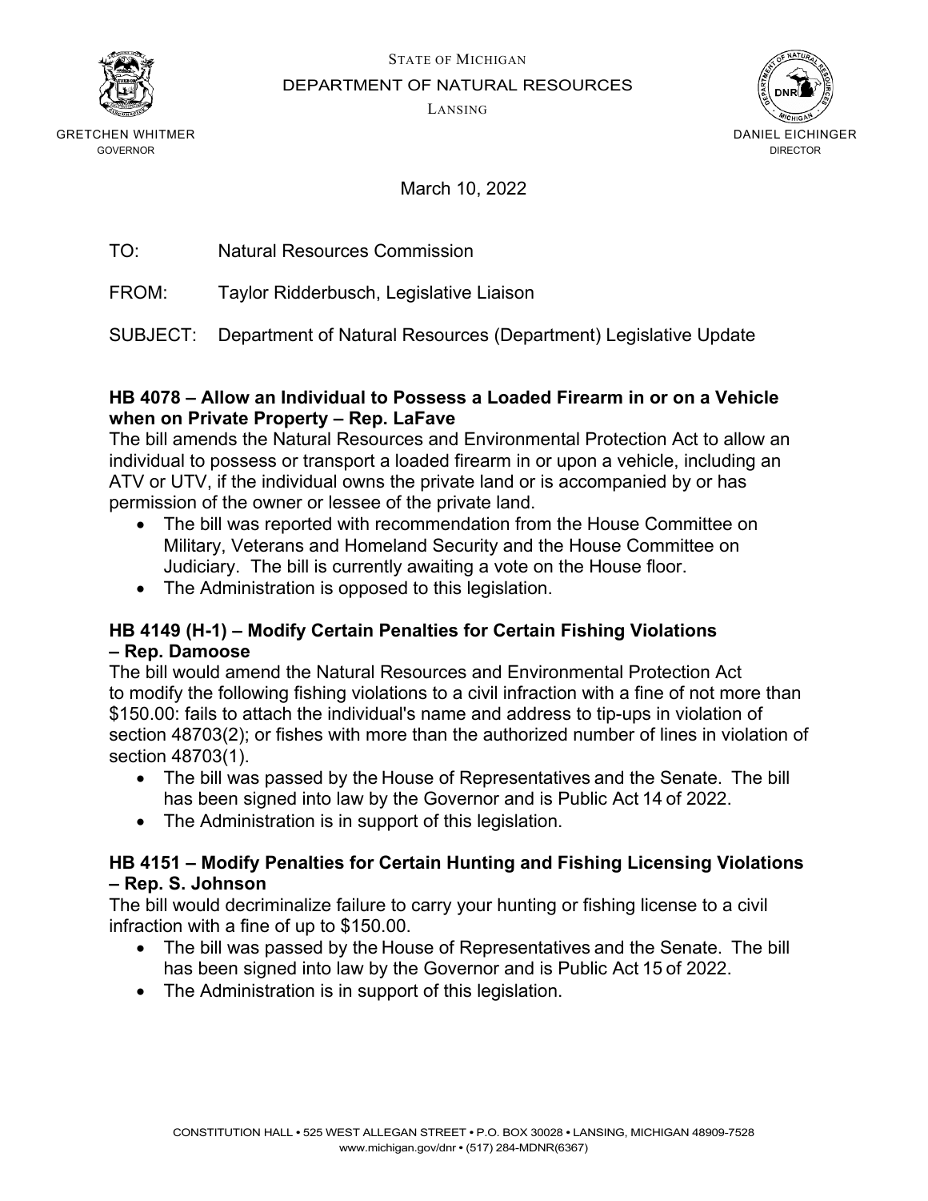STATE OF MICHIGAN

DEPARTMENT OF NATURAL RESOURCES

LANSING

GRETCHEN WHITMER
GOVERNOR

DANIEL EICHINGER
DIRECTOR

March 10, 2022

TO: Natural Resources Commission

FROM: Taylor Ridderbusch, Legislative Liaison

SUBJECT: Department of Natural Resources (Department) Legislative Update

**HB 4078 – Allow an Individual to Possess a Loaded Firearm in or on a Vehicle when on Private Property – Rep. LaFave**

The bill amends the Natural Resources and Environmental Protection Act to allow an individual to possess or transport a loaded firearm in or upon a vehicle, including an ATV or UTV, if the individual owns the private land or is accompanied by or has permission of the owner or lessee of the private land.

- The bill was reported with recommendation from the House Committee on Military, Veterans and Homeland Security and the House Committee on Judiciary. The bill is currently awaiting a vote on the House floor.
- The Administration is opposed to this legislation.

**HB 4149 (H-1) – Modify Certain Penalties for Certain Fishing Violations – Rep. Damoose**

The bill would amend the Natural Resources and Environmental Protection Act to modify the following fishing violations to a civil infraction with a fine of not more than $150.00: fails to attach the individual's name and address to tip-ups in violation of section 48703(2); or fishes with more than the authorized number of lines in violation of section 48703(1).

- The bill was passed by the House of Representatives and the Senate. The bill has been signed into law by the Governor and is Public Act 14 of 2022.
- The Administration is in support of this legislation.

**HB 4151 – Modify Penalties for Certain Hunting and Fishing Licensing Violations – Rep. S. Johnson**

The bill would decriminalize failure to carry your hunting or fishing license to a civil infraction with a fine of up to $150.00.

- The bill was passed by the House of Representatives and the Senate. The bill has been signed into law by the Governor and is Public Act 15 of 2022.
- The Administration is in support of this legislation.

CONSTITUTION HALL • 525 WEST ALLEGAN STREET • P.O. BOX 30028 • LANSING, MICHIGAN 48909-7528
www.michigan.gov/dnr • (517) 284-MDNR(6367)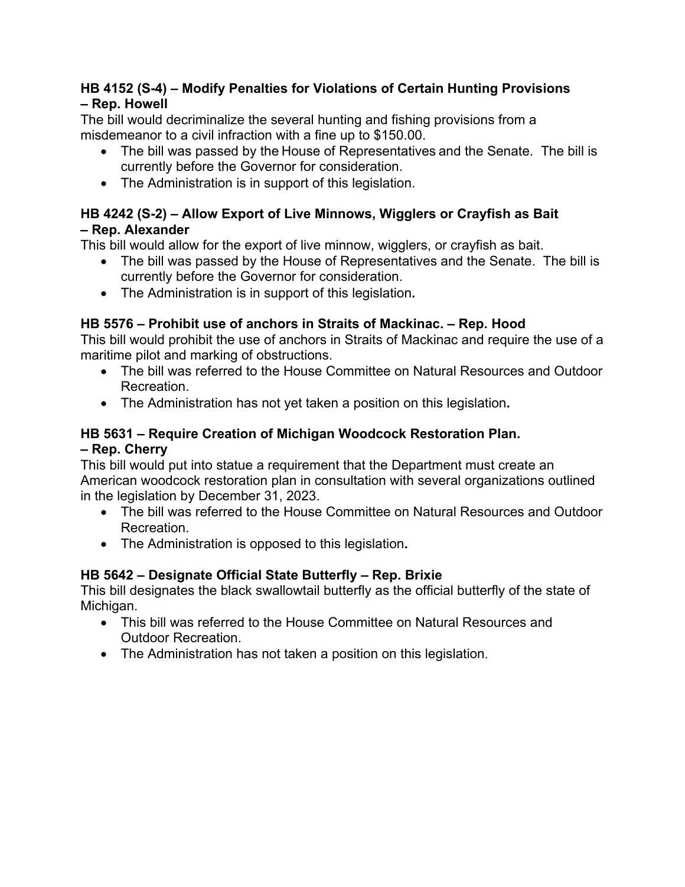**HB 4152 (S-4) – Modify Penalties for Violations of Certain Hunting Provisions – Rep. Howell**

The bill would decriminalize the several hunting and fishing provisions from a misdemeanor to a civil infraction with a fine up to $150.00.

- The bill was passed by the House of Representatives and the Senate. The bill is currently before the Governor for consideration.
- The Administration is in support of this legislation.

**HB 4242 (S-2) – Allow Export of Live Minnows, Wigglers or Crayfish as Bait – Rep. Alexander**

This bill would allow for the export of live minnow, wigglers, or crayfish as bait.

- The bill was passed by the House of Representatives and the Senate. The bill is currently before the Governor for consideration.
- The Administration is in support of this legislation**.**

**HB 5576 – Prohibit use of anchors in Straits of Mackinac. – Rep. Hood**

This bill would prohibit the use of anchors in Straits of Mackinac and require the use of a maritime pilot and marking of obstructions.

- The bill was referred to the House Committee on Natural Resources and Outdoor Recreation.
- The Administration has not yet taken a position on this legislation**.**

**HB 5631 – Require Creation of Michigan Woodcock Restoration Plan. – Rep. Cherry**

This bill would put into statue a requirement that the Department must create an American woodcock restoration plan in consultation with several organizations outlined in the legislation by December 31, 2023.

- The bill was referred to the House Committee on Natural Resources and Outdoor Recreation.
- The Administration is opposed to this legislation**.**

**HB 5642 – Designate Official State Butterfly – Rep. Brixie**

This bill designates the black swallowtail butterfly as the official butterfly of the state of Michigan.

- This bill was referred to the House Committee on Natural Resources and Outdoor Recreation.
- The Administration has not taken a position on this legislation.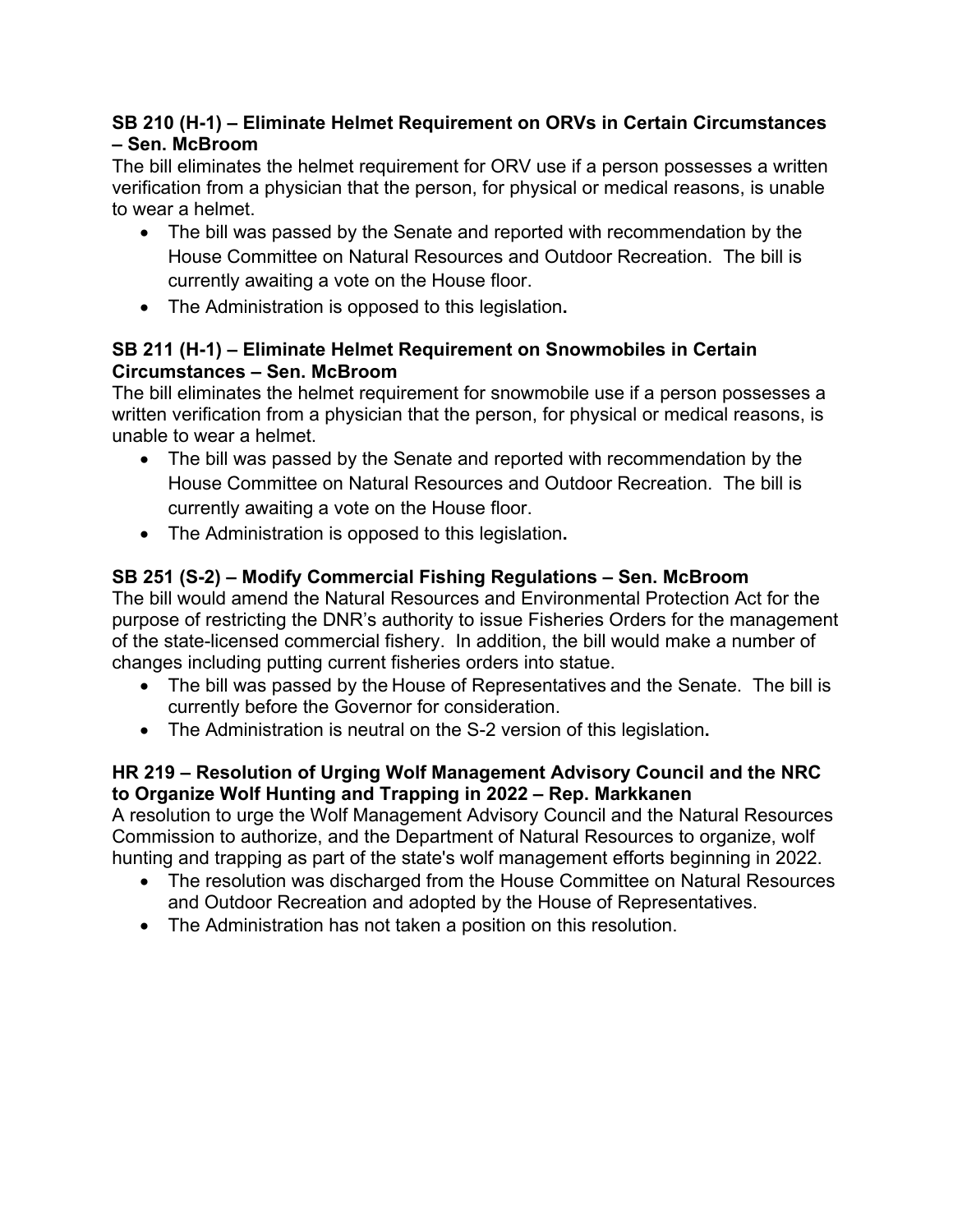**SB 210 (H-1) – Eliminate Helmet Requirement on ORVs in Certain Circumstances – Sen. McBroom**

The bill eliminates the helmet requirement for ORV use if a person possesses a written verification from a physician that the person, for physical or medical reasons, is unable to wear a helmet.

- The bill was passed by the Senate and reported with recommendation by the House Committee on Natural Resources and Outdoor Recreation. The bill is currently awaiting a vote on the House floor.
- The Administration is opposed to this legislation**.**

**SB 211 (H-1) – Eliminate Helmet Requirement on Snowmobiles in Certain Circumstances – Sen. McBroom**

The bill eliminates the helmet requirement for snowmobile use if a person possesses a written verification from a physician that the person, for physical or medical reasons, is unable to wear a helmet.

- The bill was passed by the Senate and reported with recommendation by the House Committee on Natural Resources and Outdoor Recreation. The bill is currently awaiting a vote on the House floor.
- The Administration is opposed to this legislation**.**

**SB 251 (S-2) – Modify Commercial Fishing Regulations – Sen. McBroom**

The bill would amend the Natural Resources and Environmental Protection Act for the purpose of restricting the DNR's authority to issue Fisheries Orders for the management of the state-licensed commercial fishery. In addition, the bill would make a number of changes including putting current fisheries orders into statue.

- The bill was passed by the House of Representatives and the Senate. The bill is currently before the Governor for consideration.
- The Administration is neutral on the S-2 version of this legislation**.**

**HR 219 – Resolution of Urging Wolf Management Advisory Council and the NRC to Organize Wolf Hunting and Trapping in 2022 – Rep. Markkanen**

A resolution to urge the Wolf Management Advisory Council and the Natural Resources Commission to authorize, and the Department of Natural Resources to organize, wolf hunting and trapping as part of the state's wolf management efforts beginning in 2022.

- The resolution was discharged from the House Committee on Natural Resources and Outdoor Recreation and adopted by the House of Representatives.
- The Administration has not taken a position on this resolution.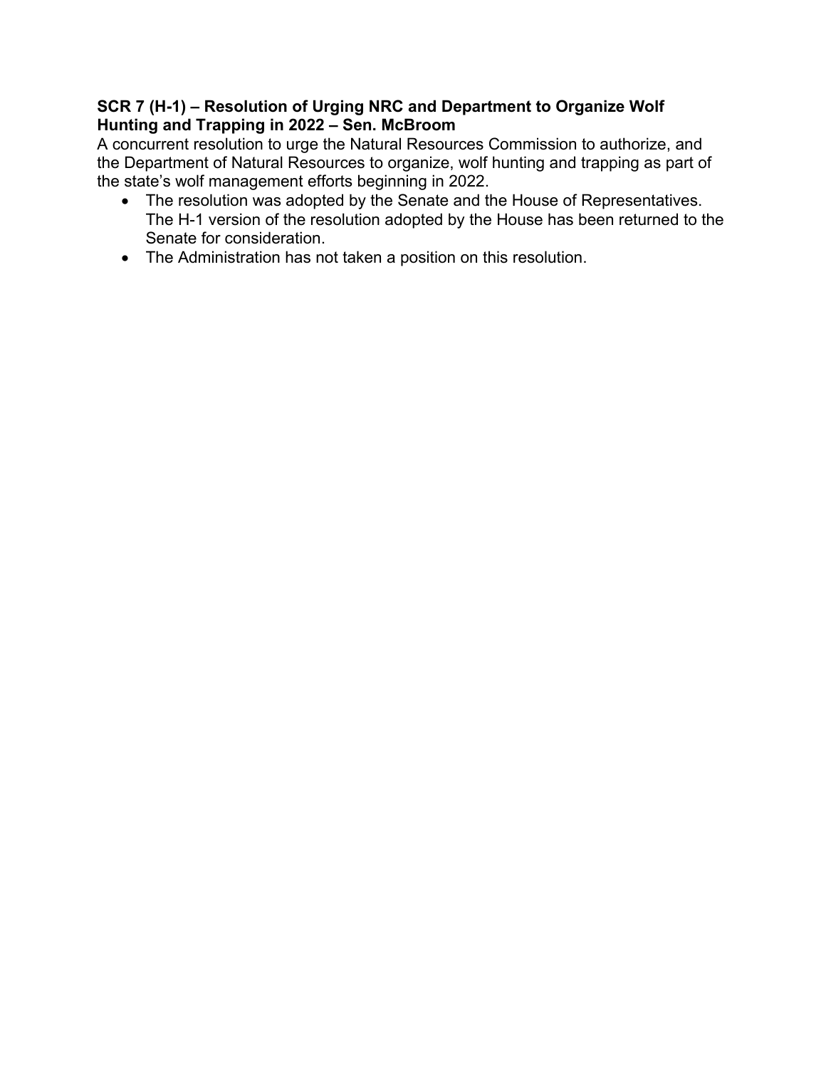**SCR 7 (H-1) – Resolution of Urging NRC and Department to Organize Wolf Hunting and Trapping in 2022 – Sen. McBroom**

A concurrent resolution to urge the Natural Resources Commission to authorize, and the Department of Natural Resources to organize, wolf hunting and trapping as part of the state's wolf management efforts beginning in 2022.

- The resolution was adopted by the Senate and the House of Representatives. The H-1 version of the resolution adopted by the House has been returned to the Senate for consideration.
- The Administration has not taken a position on this resolution.